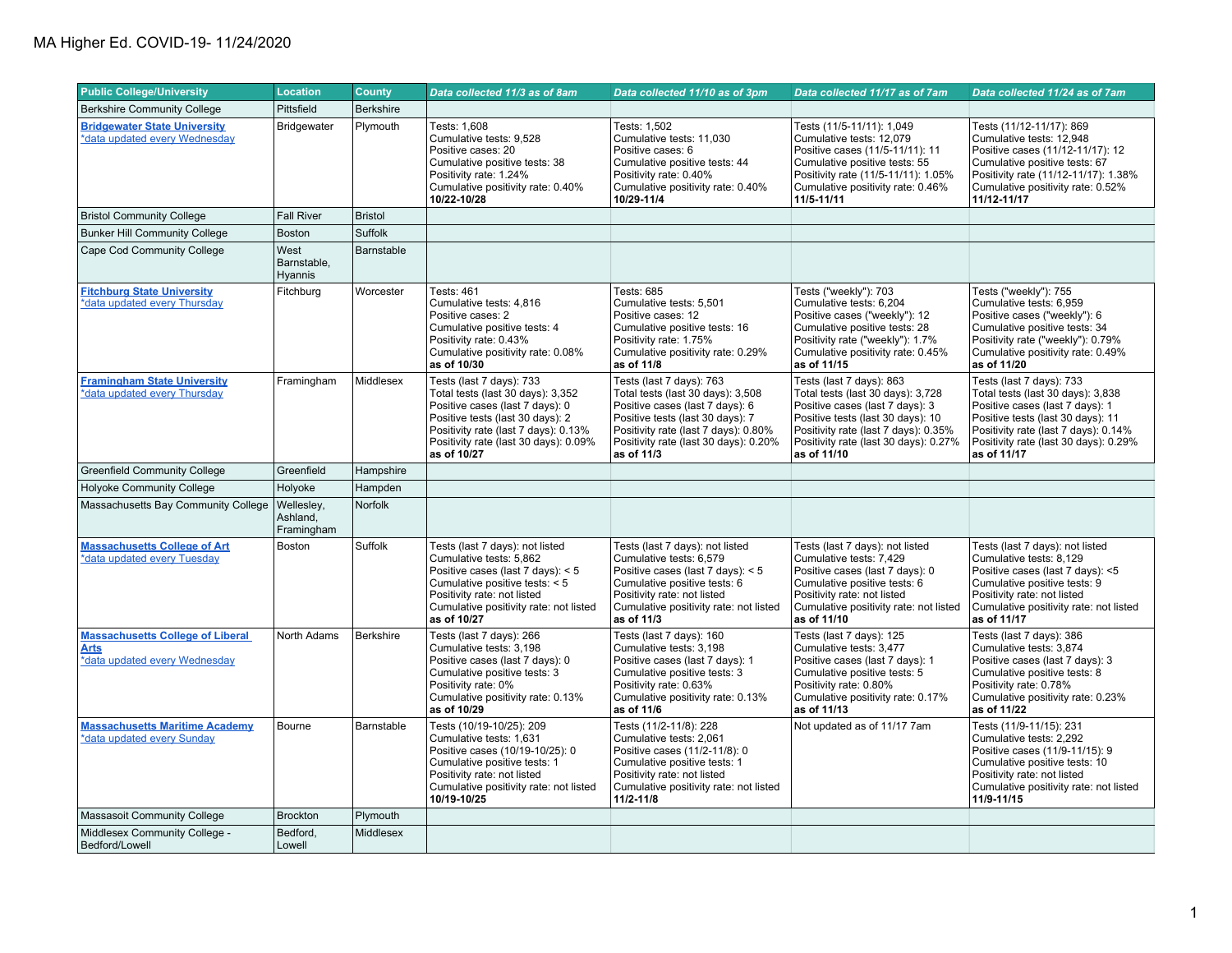# MA Higher Ed. COVID-19- 11/24/2020

| Public College/University | Location | County | Data collected 11/3 as of 8am | Data collected 11/10 as of 3pm | Data collected 11/17 as of 7am | Data collected 11/24 as of 7am |
|---|---|---|---|---|---|---|
| Berkshire Community College | Pittsfield | Berkshire | | | | |
| **Bridgewater State University** *data updated every Wednesday | Bridgewater | Plymouth | Tests: 1,608<br>Cumulative tests: 9,528<br>Positive cases: 20<br>Cumulative positive tests: 38<br>Positivity rate: 1.24%<br>Cumulative positivity rate: 0.40%<br>**10/22-10/28** | Tests: 1,502<br>Cumulative tests: 11,030<br>Positive cases: 6<br>Cumulative positive tests: 44<br>Positivity rate: 0.40%<br>Cumulative positivity rate: 0.40%<br>**10/29-11/4** | Tests (11/5-11/11): 1,049<br>Cumulative tests: 12,079<br>Positive cases (11/5-11/11): 11<br>Cumulative positive tests: 55<br>Positivity rate (11/5-11/11): 1.05%<br>Cumulative positivity rate: 0.46%<br>**11/5-11/11** | Tests (11/12-11/17): 869<br>Cumulative tests: 12,948<br>Positive cases (11/12-11/17): 12<br>Cumulative positive tests: 67<br>Positivity rate (11/12-11/17): 1.38%<br>Cumulative positivity rate: 0.52%<br>**11/12-11/17** |
| Bristol Community College | Fall River | Bristol | | | | |
| Bunker Hill Community College | Boston | Suffolk | | | | |
| Cape Cod Community College | West Barnstable, Hyannis | Barnstable | | | | |
| **Fitchburg State University** *data updated every Thursday | Fitchburg | Worcester | Tests: 461<br>Cumulative tests: 4,816<br>Positive cases: 2<br>Cumulative positive tests: 4<br>Positivity rate: 0.43%<br>Cumulative positivity rate: 0.08%<br>**as of 10/30** | Tests: 685<br>Cumulative tests: 5,501<br>Positive cases: 12<br>Cumulative positive tests: 16<br>Positivity rate: 1.75%<br>Cumulative positivity rate: 0.29%<br>**as of 11/8** | Tests ("weekly"): 703<br>Cumulative tests: 6,204<br>Positive cases ("weekly"): 12<br>Cumulative positive tests: 28<br>Positivity rate ("weekly"): 1.7%<br>Cumulative positivity rate: 0.45%<br>**as of 11/15** | Tests ("weekly"): 755<br>Cumulative tests: 6,959<br>Positive cases ("weekly"): 6<br>Cumulative positive tests: 34<br>Positivity rate ("weekly"): 0.79%<br>Cumulative positivity rate: 0.49%<br>**as of 11/20** |
| **Framingham State University** *data updated every Thursday | Framingham | Middlesex | Tests (last 7 days): 733<br>Total tests (last 30 days): 3,352<br>Positive cases (last 7 days): 0<br>Positive tests (last 30 days): 2<br>Positivity rate (last 7 days): 0.13%<br>Positivity rate (last 30 days): 0.09%<br>**as of 10/27** | Tests (last 7 days): 763<br>Total tests (last 30 days): 3,508<br>Positive cases (last 7 days): 6<br>Positive tests (last 30 days): 7<br>Positivity rate (last 7 days): 0.80%<br>Positivity rate (last 30 days): 0.20%<br>**as of 11/3** | Tests (last 7 days): 863<br>Total tests (last 30 days): 3,728<br>Positive cases (last 7 days): 3<br>Positive tests (last 30 days): 10<br>Positivity rate (last 7 days): 0.35%<br>Positivity rate (last 30 days): 0.27%<br>**as of 11/10** | Tests (last 7 days): 733<br>Total tests (last 30 days): 3,838<br>Positive cases (last 7 days): 1<br>Positive tests (last 30 days): 11<br>Positivity rate (last 7 days): 0.14%<br>Positivity rate (last 30 days): 0.29%<br>**as of 11/17** |
| Greenfield Community College | Greenfield | Hampshire | | | | |
| Holyoke Community College | Holyoke | Hampden | | | | |
| Massachusetts Bay Community College | Wellesley, Ashland, Framingham | Norfolk | | | | |
| **Massachusetts College of Art** *data updated every Tuesday | Boston | Suffolk | Tests (last 7 days): not listed<br>Cumulative tests: 5,862<br>Positive cases (last 7 days): < 5<br>Cumulative positive tests: < 5<br>Positivity rate: not listed<br>Cumulative positivity rate: not listed<br>**as of 10/27** | Tests (last 7 days): not listed<br>Cumulative tests: 6,579<br>Positive cases (last 7 days): < 5<br>Cumulative positive tests: 6<br>Positivity rate: not listed<br>Cumulative positivity rate: not listed<br>**as of 11/3** | Tests (last 7 days): not listed<br>Cumulative tests: 7,429<br>Positive cases (last 7 days): 0<br>Cumulative positive tests: 6<br>Positivity rate: not listed<br>Cumulative positivity rate: not listed<br>**as of 11/10** | Tests (last 7 days): not listed<br>Cumulative tests: 8,129<br>Positive cases (last 7 days): <5<br>Cumulative positive tests: 9<br>Positivity rate: not listed<br>Cumulative positivity rate: not listed<br>**as of 11/17** |
| **Massachusetts College of Liberal Arts** *data updated every Wednesday | North Adams | Berkshire | Tests (last 7 days): 266<br>Cumulative tests: 3,198<br>Positive cases (last 7 days): 0<br>Cumulative positive tests: 3<br>Positivity rate: 0%<br>Cumulative positivity rate: 0.13%<br>**as of 10/29** | Tests (last 7 days): 160<br>Cumulative tests: 3,198<br>Positive cases (last 7 days): 1<br>Cumulative positive tests: 3<br>Positivity rate: 0.63%<br>Cumulative positivity rate: 0.13%<br>**as of 11/6** | Tests (last 7 days): 125<br>Cumulative tests: 3,477<br>Positive cases (last 7 days): 1<br>Cumulative positive tests: 5<br>Positivity rate: 0.80%<br>Cumulative positivity rate: 0.17%<br>**as of 11/13** | Tests (last 7 days): 386<br>Cumulative tests: 3,874<br>Positive cases (last 7 days): 3<br>Cumulative positive tests: 8<br>Positivity rate: 0.78%<br>Cumulative positivity rate: 0.23%<br>**as of 11/22** |
| **Massachusetts Maritime Academy** *data updated every Sunday | Bourne | Barnstable | Tests (10/19-10/25): 209<br>Cumulative tests: 1,631<br>Positive cases (10/19-10/25): 0<br>Cumulative positive tests: 1<br>Positivity rate: not listed<br>Cumulative positivity rate: not listed<br>**10/19-10/25** | Tests (11/2-11/8): 228<br>Cumulative tests: 2,061<br>Positive cases (11/2-11/8): 0<br>Cumulative positive tests: 1<br>Positivity rate: not listed<br>Cumulative positivity rate: not listed<br>**11/2-11/8** | Not updated as of 11/17 7am | Tests (11/9-11/15): 231<br>Cumulative tests: 2,292<br>Positive cases (11/9-11/15): 9<br>Cumulative positive tests: 10<br>Positivity rate: not listed<br>Cumulative positivity rate: not listed<br>**11/9-11/15** |
| Massasoit Community College | Brockton | Plymouth | | | | |
| Middlesex Community College - Bedford/Lowell | Bedford, Lowell | Middlesex | | | | |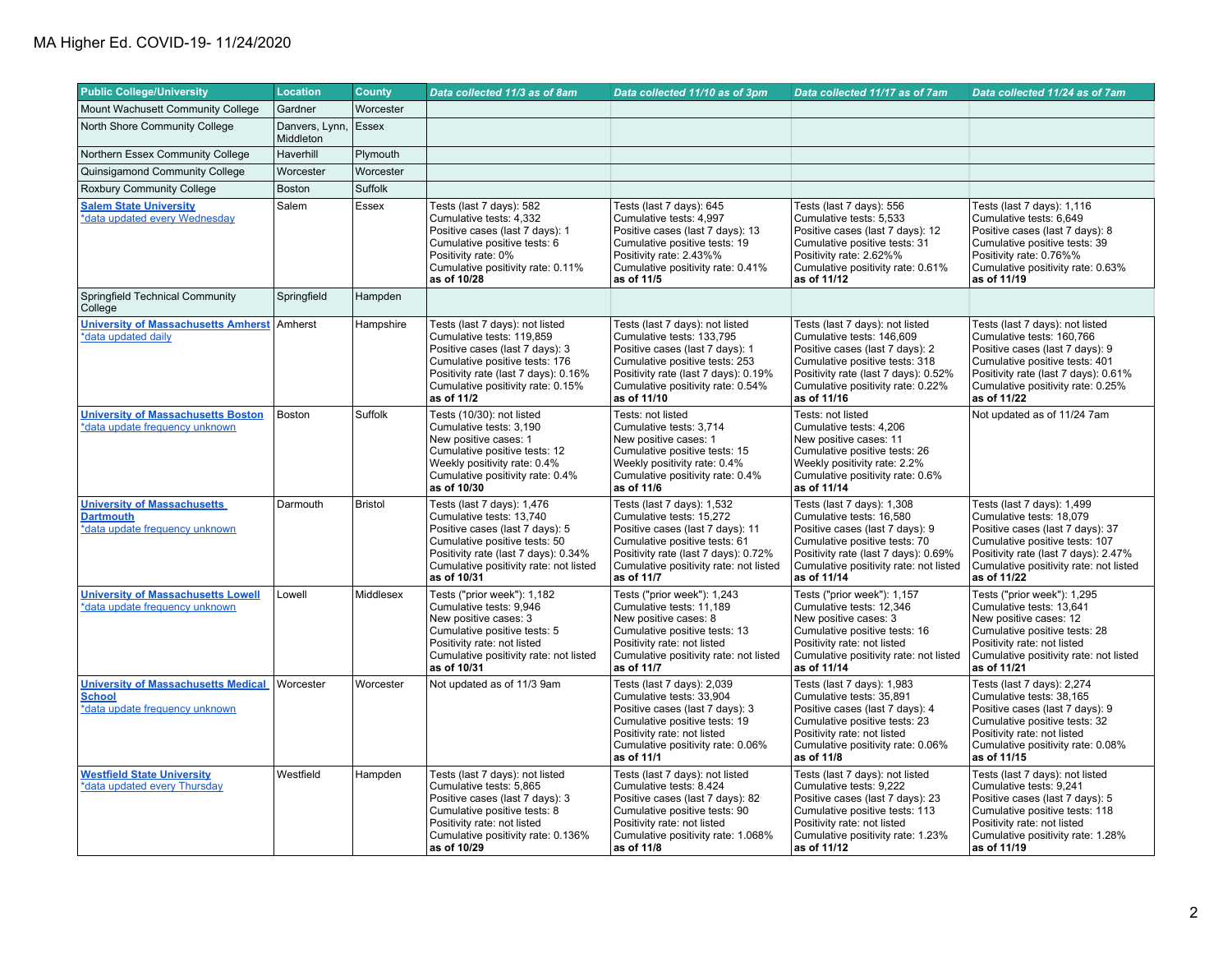MA Higher Ed. COVID-19- 11/24/2020

| Public College/University | Location | County | *Data collected 11/3 as of 8am* | *Data collected 11/10 as of 3pm* | *Data collected 11/17 as of 7am* | *Data collected 11/24 as of 7am* |
|---|---|---|---|---|---|---|
| Mount Wachusett Community College | Gardner | Worcester | | | | |
| North Shore Community College | Danvers, Lynn, Middleton | Essex | | | | |
| Northern Essex Community College | Haverhill | Plymouth | | | | |
| Quinsigamond Community College | Worcester | Worcester | | | | |
| Roxbury Community College | Boston | Suffolk | | | | |
| **Salem State University** *data updated every Wednesday | Salem | Essex | Tests (last 7 days): 582<br>Cumulative tests: 4,332<br>Positive cases (last 7 days): 1<br>Cumulative positive tests: 6<br>Positivity rate: 0%<br>Cumulative positivity rate: 0.11%<br>**as of 10/28** | Tests (last 7 days): 645<br>Cumulative tests: 4,997<br>Positive cases (last 7 days): 13<br>Cumulative positive tests: 19<br>Positivity rate: 2.43%%<br>Cumulative positivity rate: 0.41%<br>**as of 11/5** | Tests (last 7 days): 556<br>Cumulative tests: 5,533<br>Positive cases (last 7 days): 12<br>Cumulative positive tests: 31<br>Positivity rate: 2.62%%<br>Cumulative positivity rate: 0.61%<br>**as of 11/12** | Tests (last 7 days): 1,116<br>Cumulative tests: 6,649<br>Positive cases (last 7 days): 8<br>Cumulative positive tests: 39<br>Positivity rate: 0.76%%<br>Cumulative positivity rate: 0.63%<br>**as of 11/19** |
| Springfield Technical Community College | Springfield | Hampden | | | | |
| **University of Massachusetts Amherst** *data updated daily | Amherst | Hampshire | Tests (last 7 days): not listed<br>Cumulative tests: 119,859<br>Positive cases (last 7 days): 3<br>Cumulative positive tests: 176<br>Positivity rate (last 7 days): 0.16%<br>Cumulative positivity rate: 0.15%<br>**as of 11/2** | Tests (last 7 days): not listed<br>Cumulative tests: 133,795<br>Positive cases (last 7 days): 1<br>Cumulative positive tests: 253<br>Positivity rate (last 7 days): 0.19%<br>Cumulative positivity rate: 0.54%<br>**as of 11/10** | Tests (last 7 days): not listed<br>Cumulative tests: 146,609<br>Positive cases (last 7 days): 2<br>Cumulative positive tests: 318<br>Positivity rate (last 7 days): 0.52%<br>Cumulative positivity rate: 0.22%<br>**as of 11/16** | Tests (last 7 days): not listed<br>Cumulative tests: 160,766<br>Positive cases (last 7 days): 9<br>Cumulative positive tests: 401<br>Positivity rate (last 7 days): 0.61%<br>Cumulative positivity rate: 0.25%<br>**as of 11/22** |
| **University of Massachusetts Boston** *data update frequency unknown | Boston | Suffolk | Tests (10/30): not listed<br>Cumulative tests: 3,190<br>New positive cases: 1<br>Cumulative positive tests: 12<br>Weekly positivity rate: 0.4%<br>Cumulative positivity rate: 0.4%<br>**as of 10/30** | Tests: not listed<br>Cumulative tests: 3,714<br>New positive cases: 1<br>Cumulative positive tests: 15<br>Weekly positivity rate: 0.4%<br>Cumulative positivity rate: 0.4%<br>**as of 11/6** | Tests: not listed<br>Cumulative tests: 4,206<br>New positive cases: 11<br>Cumulative positive tests: 26<br>Weekly positivity rate: 2.2%<br>Cumulative positivity rate: 0.6%<br>**as of 11/14** | Not updated as of 11/24 7am |
| **University of Massachusetts Dartmouth** *data update frequency unknown | Darmouth | Bristol | Tests (last 7 days): 1,476<br>Cumulative tests: 13,740<br>Positive cases (last 7 days): 5<br>Cumulative positive tests: 50<br>Positivity rate (last 7 days): 0.34%<br>Cumulative positivity rate: not listed<br>**as of 10/31** | Tests (last 7 days): 1,532<br>Cumulative tests: 15,272<br>Positive cases (last 7 days): 11<br>Cumulative positive tests: 61<br>Positivity rate (last 7 days): 0.72%<br>Cumulative positivity rate: not listed<br>**as of 11/7** | Tests (last 7 days): 1,308<br>Cumulative tests: 16,580<br>Positive cases (last 7 days): 9<br>Cumulative positive tests: 70<br>Positivity rate (last 7 days): 0.69%<br>Cumulative positivity rate: not listed<br>**as of 11/14** | Tests (last 7 days): 1,499<br>Cumulative tests: 18,079<br>Positive cases (last 7 days): 37<br>Cumulative positive tests: 107<br>Positivity rate (last 7 days): 2.47%<br>Cumulative positivity rate: not listed<br>**as of 11/22** |
| **University of Massachusetts Lowell** *data update frequency unknown | Lowell | Middlesex | Tests ("prior week"): 1,182<br>Cumulative tests: 9,946<br>New positive cases: 3<br>Cumulative positive tests: 5<br>Positivity rate: not listed<br>Cumulative positivity rate: not listed<br>**as of 10/31** | Tests ("prior week"): 1,243<br>Cumulative tests: 11,189<br>New positive cases: 8<br>Cumulative positive tests: 13<br>Positivity rate: not listed<br>Cumulative positivity rate: not listed<br>**as of 11/7** | Tests ("prior week"): 1,157<br>Cumulative tests: 12,346<br>New positive cases: 3<br>Cumulative positive tests: 16<br>Positivity rate: not listed<br>Cumulative positivity rate: not listed<br>**as of 11/14** | Tests ("prior week"): 1,295<br>Cumulative tests: 13,641<br>New positive cases: 12<br>Cumulative positive tests: 28<br>Positivity rate: not listed<br>Cumulative positivity rate: not listed<br>**as of 11/21** |
| **University of Massachusetts Medical School** *data update frequency unknown | Worcester | Worcester | Not updated as of 11/3 9am | Tests (last 7 days): 2,039<br>Cumulative tests: 33,904<br>Positive cases (last 7 days): 3<br>Cumulative positive tests: 19<br>Positivity rate: not listed<br>Cumulative positivity rate: 0.06%<br>**as of 11/1** | Tests (last 7 days): 1,983<br>Cumulative tests: 35,891<br>Positive cases (last 7 days): 4<br>Cumulative positive tests: 23<br>Positivity rate: not listed<br>Cumulative positivity rate: 0.06%<br>**as of 11/8** | Tests (last 7 days): 2,274<br>Cumulative tests: 38,165<br>Positive cases (last 7 days): 9<br>Cumulative positive tests: 32<br>Positivity rate: not listed<br>Cumulative positivity rate: 0.08%<br>**as of 11/15** |
| **Westfield State University** *data updated every Thursday | Westfield | Hampden | Tests (last 7 days): not listed<br>Cumulative tests: 5,865<br>Positive cases (last 7 days): 3<br>Cumulative positive tests: 8<br>Positivity rate: not listed<br>Cumulative positivity rate: 0.136%<br>**as of 10/29** | Tests (last 7 days): not listed<br>Cumulative tests: 8.424<br>Positive cases (last 7 days): 82<br>Cumulative positive tests: 90<br>Positivity rate: not listed<br>Cumulative positivity rate: 1.068%<br>**as of 11/8** | Tests (last 7 days): not listed<br>Cumulative tests: 9,222<br>Positive cases (last 7 days): 23<br>Cumulative positive tests: 113<br>Positivity rate: not listed<br>Cumulative positivity rate: 1.23%<br>**as of 11/12** | Tests (last 7 days): not listed<br>Cumulative tests: 9,241<br>Positive cases (last 7 days): 5<br>Cumulative positive tests: 118<br>Positivity rate: not listed<br>Cumulative positivity rate: 1.28%<br>**as of 11/19** |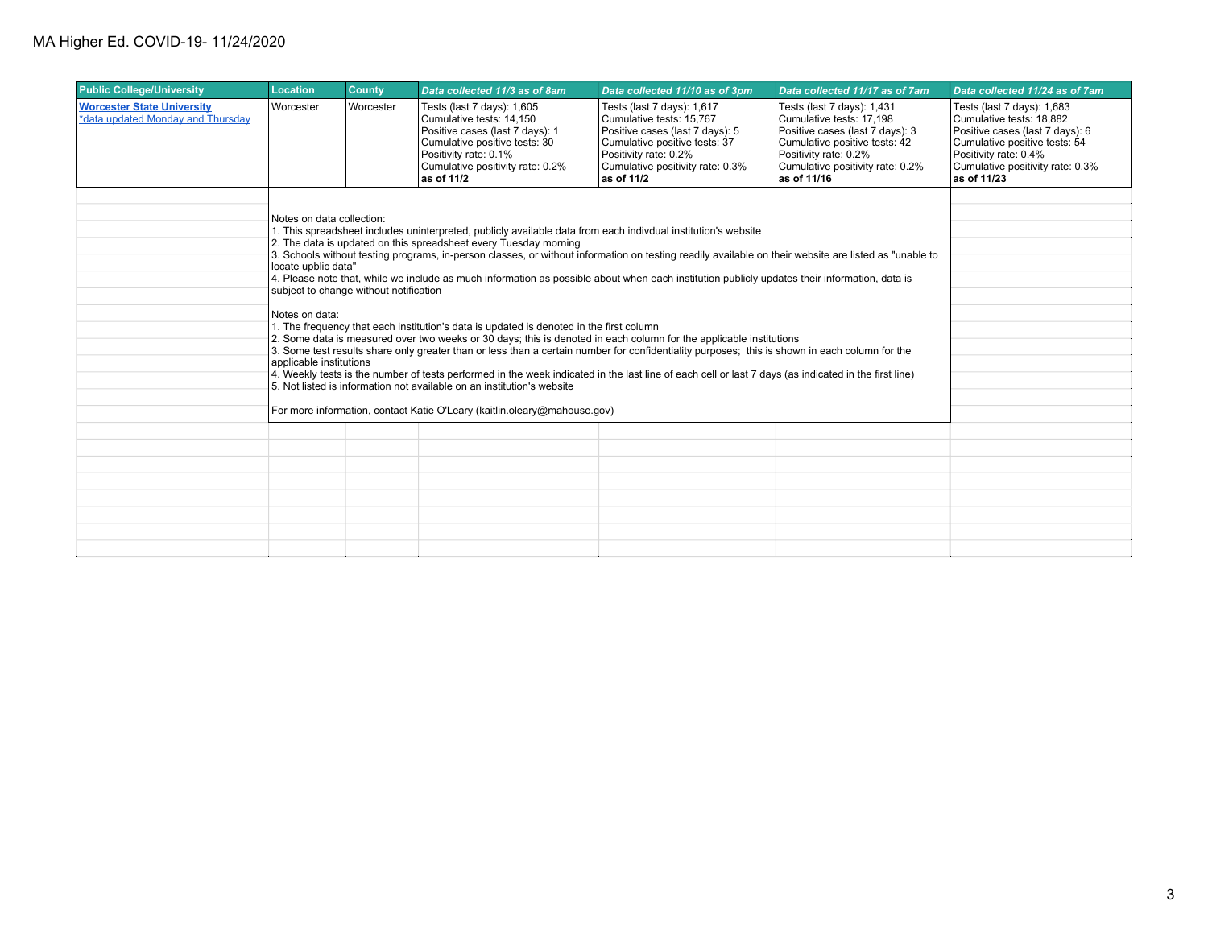MA Higher Ed. COVID-19- 11/24/2020

| Public College/University | Location | County | *Data collected 11/3 as of 8am* | *Data collected 11/10 as of 3pm* | *Data collected 11/17 as of 7am* | *Data collected 11/24 as of 7am* |
|---|---|---|---|---|---|---|
| **Worcester State University**<br>*data updated Monday and Thursday | Worcester | Worcester | Tests (last 7 days): 1,605<br>Cumulative tests: 14,150<br>Positive cases (last 7 days): 1<br>Cumulative positive tests: 30<br>Positivity rate: 0.1%<br>Cumulative positivity rate: 0.2%<br>**as of 11/2** | Tests (last 7 days): 1,617<br>Cumulative tests: 15,767<br>Positive cases (last 7 days): 5<br>Cumulative positive tests: 37<br>Positivity rate: 0.2%<br>Cumulative positivity rate: 0.3%<br>**as of 11/2** | Tests (last 7 days): 1,431<br>Cumulative tests: 17,198<br>Positive cases (last 7 days): 3<br>Cumulative positive tests: 42<br>Positivity rate: 0.2%<br>Cumulative positivity rate: 0.2%<br>**as of 11/16** | Tests (last 7 days): 1,683<br>Cumulative tests: 18,882<br>Positive cases (last 7 days): 6<br>Cumulative positive tests: 54<br>Positivity rate: 0.4%<br>Cumulative positivity rate: 0.3%<br>**as of 11/23** |

Notes on data collection:
1. This spreadsheet includes uninterpreted, publicly available data from each indivdual institution's website
2. The data is updated on this spreadsheet every Tuesday morning
3. Schools without testing programs, in-person classes, or without information on testing readily available on their website are listed as "unable to locate upblic data"
4. Please note that, while we include as much information as possible about when each institution publicly updates their information, data is subject to change without notification

Notes on data:
1. The frequency that each institution's data is updated is denoted in the first column
2. Some data is measured over two weeks or 30 days; this is denoted in each column for the applicable institutions
3. Some test results share only greater than or less than a certain number for confidentiality purposes; this is shown in each column for the applicable institutions
4. Weekly tests is the number of tests performed in the week indicated in the last line of each cell or last 7 days (as indicated in the first line)
5. Not listed is information not available on an institution's website

For more information, contact Katie O'Leary (kaitlin.oleary@mahouse.gov)